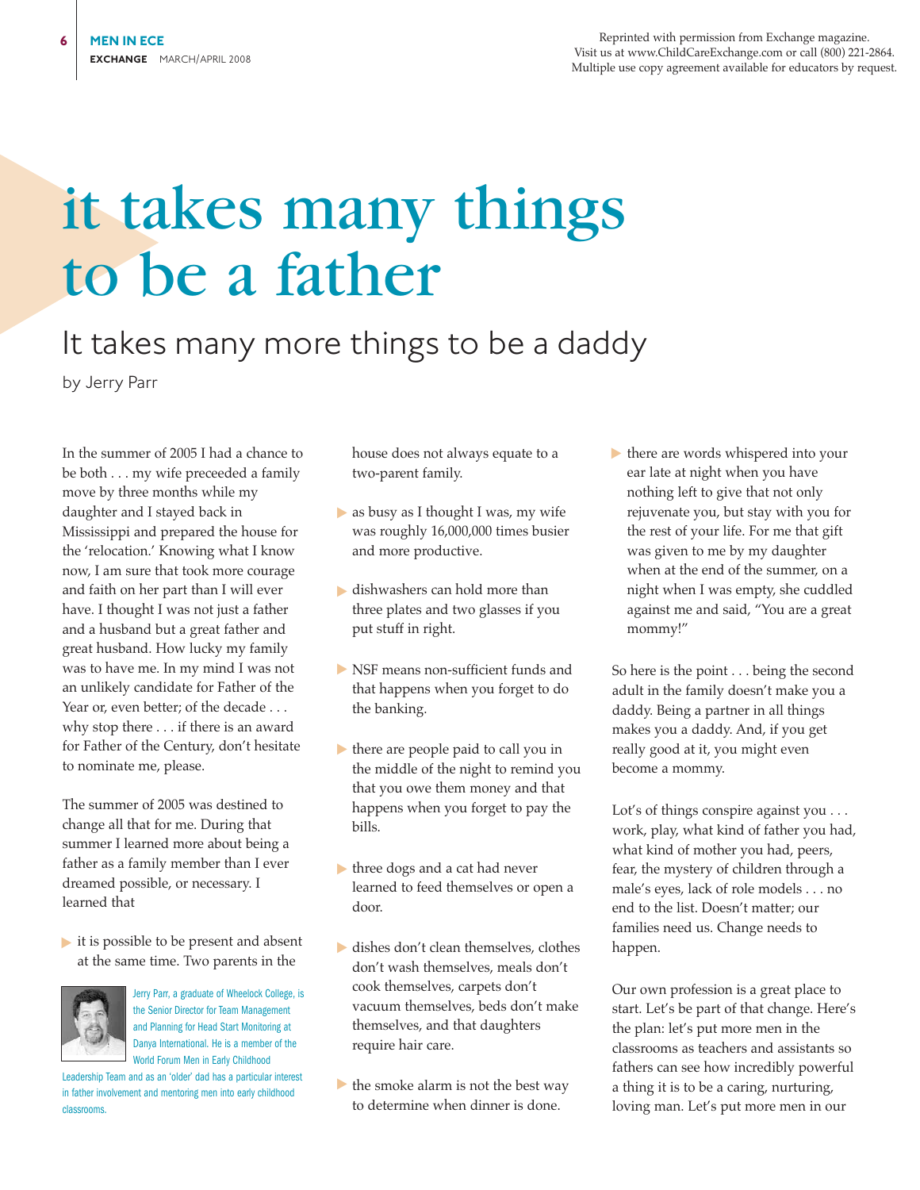# it takes many things to be a father

## It takes many more things to be a daddy

by Jerry Parr

In the summer of 2005 I had a chance to be both . . . my wife preceeded a family move by three months while my daughter and I stayed back in Mississippi and prepared the house for the 'relocation.' Knowing what I know now, I am sure that took more courage and faith on her part than I will ever have. I thought I was not just a father and a husband but a great father and great husband. How lucky my family was to have me. In my mind I was not an unlikely candidate for Father of the Year or, even better; of the decade . . . why stop there . . . if there is an award for Father of the Century, don't hesitate to nominate me, please.

The summer of 2005 was destined to change all that for me. During that summer I learned more about being a father as a family member than I ever dreamed possible, or necessary. I learned that

- it is possible to be present and absent at the same time. Two parents in the house does not always equate to a two-parent family.
- as busy as I thought I was, my wife was roughly 16,000,000 times busier and more productive.
- dishwashers can hold more than three plates and two glasses if you put stuff in right.
- NSF means non-sufficient funds and that happens when you forget to do the banking.
- there are people paid to call you in the middle of the night to remind you that you owe them money and that happens when you forget to pay the bills.
- three dogs and a cat had never learned to feed themselves or open a door.
- dishes don't clean themselves, clothes don't wash themselves, meals don't cook themselves, carpets don't vacuum themselves, beds don't make themselves, and that daughters require hair care.
- the smoke alarm is not the best way to determine when dinner is done.
- there are words whispered into your ear late at night when you have nothing left to give that not only rejuvenate you, but stay with you for the rest of your life. For me that gift was given to me by my daughter when at the end of the summer, on a night when I was empty, she cuddled against me and said, "You are a great mommy!"

So here is the point . . . being the second adult in the family doesn't make you a daddy. Being a partner in all things makes you a daddy. And, if you get really good at it, you might even become a mommy.

Lot's of things conspire against you . . . work, play, what kind of father you had, what kind of mother you had, peers, fear, the mystery of children through a male's eyes, lack of role models . . . no end to the list. Doesn't matter; our families need us. Change needs to happen.

Our own profession is a great place to start. Let's be part of that change. Here's the plan: let's put more men in the classrooms as teachers and assistants so fathers can see how incredibly powerful a thing it is to be a caring, nurturing, loving man. Let's put more men in our

Jerry Parr, a graduate of Wheelock College, is the Senior Director for Team Management and Planning for Head Start Monitoring at Danya International. He is a member of the World Forum Men in Early Childhood Leadership Team and as an 'older' dad has a particular interest in father involvement and mentoring men into early childhood classrooms.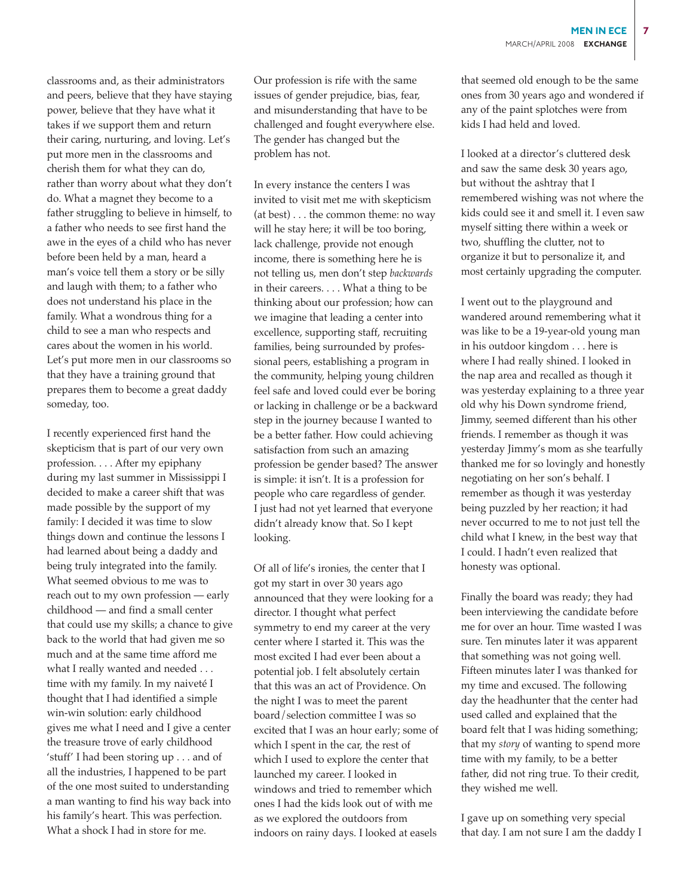classrooms and, as their administrators and peers, believe that they have staying power, believe that they have what it takes if we support them and return their caring, nurturing, and loving. Let's put more men in the classrooms and cherish them for what they can do, rather than worry about what they don't do. What a magnet they become to a father struggling to believe in himself, to a father who needs to see first hand the awe in the eyes of a child who has never before been held by a man, heard a man's voice tell them a story or be silly and laugh with them; to a father who does not understand his place in the family. What a wondrous thing for a child to see a man who respects and cares about the women in his world. Let's put more men in our classrooms so that they have a training ground that prepares them to become a great daddy someday, too.

I recently experienced first hand the skepticism that is part of our very own profession. . . . After my epiphany during my last summer in Mississippi I decided to make a career shift that was made possible by the support of my family: I decided it was time to slow things down and continue the lessons I had learned about being a daddy and being truly integrated into the family. What seemed obvious to me was to reach out to my own profession — early childhood — and find a small center that could use my skills; a chance to give back to the world that had given me so much and at the same time afford me what I really wanted and needed . . . time with my family. In my naiveté I thought that I had identified a simple win-win solution: early childhood gives me what I need and I give a center the treasure trove of early childhood 'stuff' I had been storing up . . . and of all the industries, I happened to be part of the one most suited to understanding a man wanting to find his way back into his family's heart. This was perfection. What a shock I had in store for me.

Our profession is rife with the same issues of gender prejudice, bias, fear, and misunderstanding that have to be challenged and fought everywhere else. The gender has changed but the problem has not.

In every instance the centers I was invited to visit met me with skepticism (at best) . . . the common theme: no way will he stay here; it will be too boring, lack challenge, provide not enough income, there is something here he is not telling us, men don't step *backwards* in their careers. . . . What a thing to be thinking about our profession; how can we imagine that leading a center into excellence, supporting staff, recruiting families, being surrounded by professional peers, establishing a program in the community, helping young children feel safe and loved could ever be boring or lacking in challenge or be a backward step in the journey because I wanted to be a better father. How could achieving satisfaction from such an amazing profession be gender based? The answer is simple: it isn't. It is a profession for people who care regardless of gender. I just had not yet learned that everyone didn't already know that. So I kept looking.

Of all of life's ironies, the center that I got my start in over 30 years ago announced that they were looking for a director. I thought what perfect symmetry to end my career at the very center where I started it. This was the most excited I had ever been about a potential job. I felt absolutely certain that this was an act of Providence. On the night I was to meet the parent board/selection committee I was so excited that I was an hour early; some of which I spent in the car, the rest of which I used to explore the center that launched my career. I looked in windows and tried to remember which ones I had the kids look out of with me as we explored the outdoors from indoors on rainy days. I looked at easels that seemed old enough to be the same ones from 30 years ago and wondered if any of the paint splotches were from kids I had held and loved.

I looked at a director's cluttered desk and saw the same desk 30 years ago, but without the ashtray that I remembered wishing was not where the kids could see it and smell it. I even saw myself sitting there within a week or two, shuffling the clutter, not to organize it but to personalize it, and most certainly upgrading the computer.

I went out to the playground and wandered around remembering what it was like to be a 19-year-old young man in his outdoor kingdom . . . here is where I had really shined. I looked in the nap area and recalled as though it was yesterday explaining to a three year old why his Down syndrome friend, Jimmy, seemed different than his other friends. I remember as though it was yesterday Jimmy's mom as she tearfully thanked me for so lovingly and honestly negotiating on her son's behalf. I remember as though it was yesterday being puzzled by her reaction; it had never occurred to me to not just tell the child what I knew, in the best way that I could. I hadn't even realized that honesty was optional.

Finally the board was ready; they had been interviewing the candidate before me for over an hour. Time wasted I was sure. Ten minutes later it was apparent that something was not going well. Fifteen minutes later I was thanked for my time and excused. The following day the headhunter that the center had used called and explained that the board felt that I was hiding something; that my *story* of wanting to spend more time with my family, to be a better father, did not ring true. To their credit, they wished me well.

I gave up on something very special that day. I am not sure I am the daddy I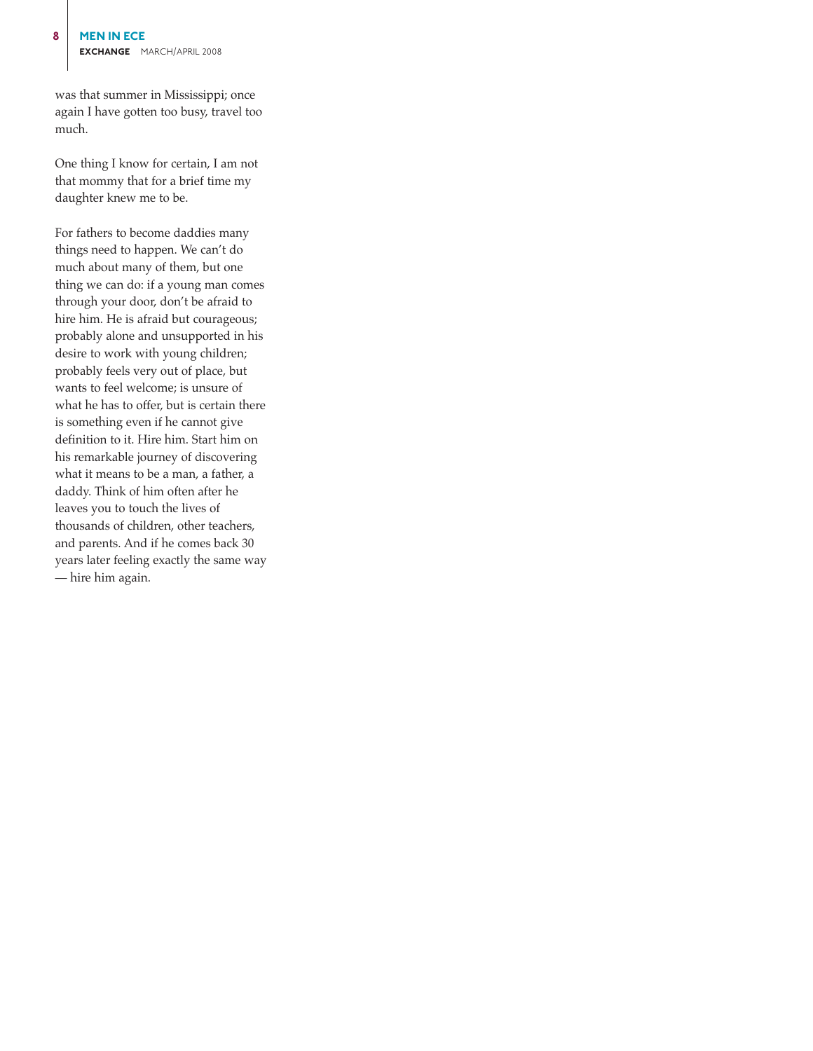was that summer in Mississippi; once again I have gotten too busy, travel too much.

One thing I know for certain, I am not that mommy that for a brief time my daughter knew me to be.

For fathers to become daddies many things need to happen. We can't do much about many of them, but one thing we can do: if a young man comes through your door, don't be afraid to hire him. He is afraid but courageous; probably alone and unsupported in his desire to work with young children; probably feels very out of place, but wants to feel welcome; is unsure of what he has to offer, but is certain there is something even if he cannot give definition to it. Hire him. Start him on his remarkable journey of discovering what it means to be a man, a father, a daddy. Think of him often after he leaves you to touch the lives of thousands of children, other teachers, and parents. And if he comes back 30 years later feeling exactly the same way — hire him again.